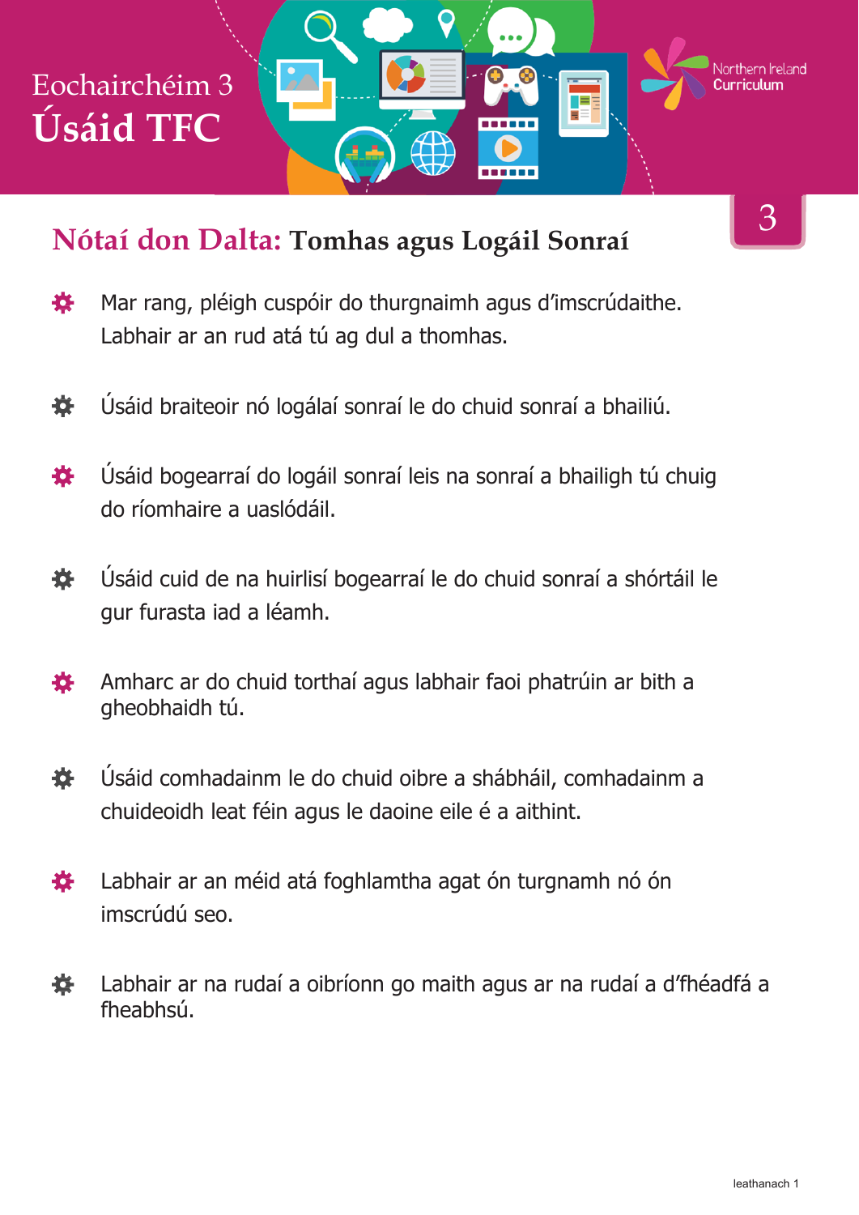Eochairchéim 3

# Úsáid TFC

Northern Ireland Curriculum

3

## Nótaí don Dalta: Tomhas agus Logáil Sonraí

- Mar rang, pléigh cuspóir do thurgnaimh agus d'imscrúdaithe. Labhair ar an rud atá tú ag dul a thomhas.
- Úsáid braiteoir nó logálaí sonraí le do chuid sonraí a bhailiú.
- Úsáid bogearraí do logáil sonraí leis na sonraí a bhailigh tú chuig do ríomhaire a uaslódáil.
- Úsáid cuid de na huirlisí bogearraí le do chuid sonraí a shórtáil le gur furasta iad a léamh.
- Amharc ar do chuid torthaí agus labhair faoi phatrúin ar bith a gheobhaidh tú.
- Úsáid comhadainm le do chuid oibre a shábháil, comhadainm a chuideoidh leat féin agus le daoine eile é a aithint.
- Labhair ar an méid atá foghlamtha agat ón turgnamh nó ón imscrúdú seo.
- Labhair ar na rudaí a oibríonn go maith agus ar na rudaí a d'fhéadfá a fheabhsú.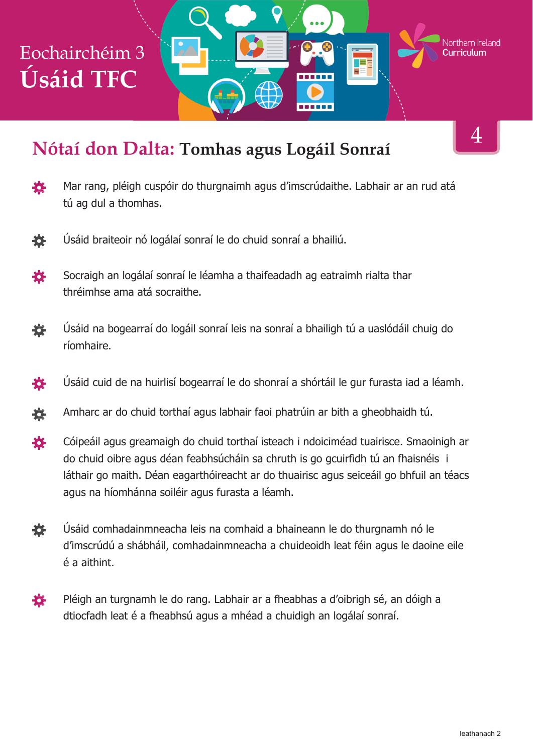# Eochairchéim 3
# Úsáid TFC

Northern Ireland Curriculum

4

## Nótaí don Dalta: Tomhas agus Logáil Sonraí

- Mar rang, pléigh cuspóir do thurgnaimh agus d'imscrúdaithe. Labhair ar an rud atá tú ag dul a thomhas.
- Úsáid braiteoir nó logálaí sonraí le do chuid sonraí a bhailiú.
- Socraigh an logálaí sonraí le léamha a thaifeadadh ag eatraimh rialta thar thréimhse ama atá socraithe.
- Úsáid na bogearraí do logáil sonraí leis na sonraí a bhailigh tú a uaslódáil chuig do ríomhaire.
- Úsáid cuid de na huirlisí bogearraí le do shonraí a shórtáil le gur furasta iad a léamh.
- Amharc ar do chuid torthaí agus labhair faoi phatrúin ar bith a gheobhaidh tú.
- Cóipeáil agus greamaigh do chuid torthaí isteach i ndoiciméad tuairisce. Smaoinigh ar do chuid oibre agus déan feabhsúcháin sa chruth is go gcuirfidh tú an fhaisnéis i láthair go maith. Déan eagarthóireacht ar do thuairisc agus seiceáil go bhfuil an téacs agus na híomhánna soiléir agus furasta a léamh.
- Úsáid comhadainmneacha leis na comhaid a bhaineann le do thurgnamh nó le d'imscrúdú a shábháil, comhadainmneacha a chuideoidh leat féin agus le daoine eile é a aithint.
- Pléigh an turgnamh le do rang. Labhair ar a fheabhas a d'oibrigh sé, an dóigh a dtiocfadh leat é a fheabhsú agus a mhéad a chuidigh an logálaí sonraí.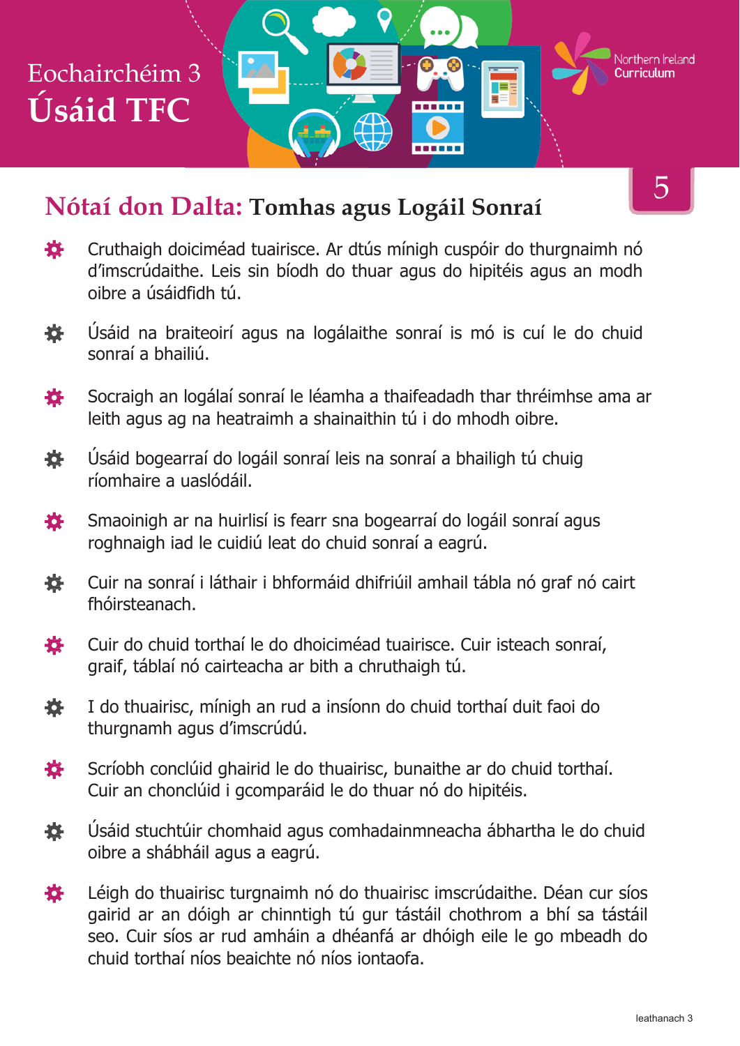# Eochairchéim 3
# Úsáid TFC

5

## Nótaí don Dalta: Tomhas agus Logáil Sonraí

- Cruthaigh doiciméad tuairisce. Ar dtús mínigh cuspóir do thurgnaimh nó d'imscrúdaithe. Leis sin bíodh do thuar agus do hipitéis agus an modh oibre a úsáidfidh tú.
- Úsáid na braiteoirí agus na logálaithe sonraí is mó is cuí le do chuid sonraí a bhailiú.
- Socraigh an logálaí sonraí le léamha a thaifeadadh thar thréimhse ama ar leith agus ag na heatraimh a shainaithin tú i do mhodh oibre.
- Úsáid bogearraí do logáil sonraí leis na sonraí a bhailigh tú chuig ríomhaire a uaslódáil.
- Smaoinigh ar na huirlisí is fearr sna bogearraí do logáil sonraí agus roghnaigh iad le cuidiú leat do chuid sonraí a eagrú.
- Cuir na sonraí i láthair i bhformáid dhifriúil amhail tábla nó graf nó cairt fhóirsteanach.
- Cuir do chuid torthaí le do dhoiciméad tuairisce. Cuir isteach sonraí, graif, táblaí nó cairteacha ar bith a chruthaigh tú.
- I do thuairisc, mínigh an rud a insíonn do chuid torthaí duit faoi do thurgnamh agus d'imscrúdú.
- Scríobh conclúid ghairid le do thuairisc, bunaithe ar do chuid torthaí. Cuir an chonclúid i gcomparáid le do thuar nó do hipitéis.
- Úsáid stuchtúir chomhaid agus comhadainmneacha ábhartha le do chuid oibre a shábháil agus a eagrú.
- Léigh do thuairisc turgnaimh nó do thuairisc imscrúdaithe. Déan cur síos gairid ar an dóigh ar chinntigh tú gur tástáil chothrom a bhí sa tástáil seo. Cuir síos ar rud amháin a dhéanfá ar dhóigh eile le go mbeadh do chuid torthaí níos beaichte nó níos iontaofa.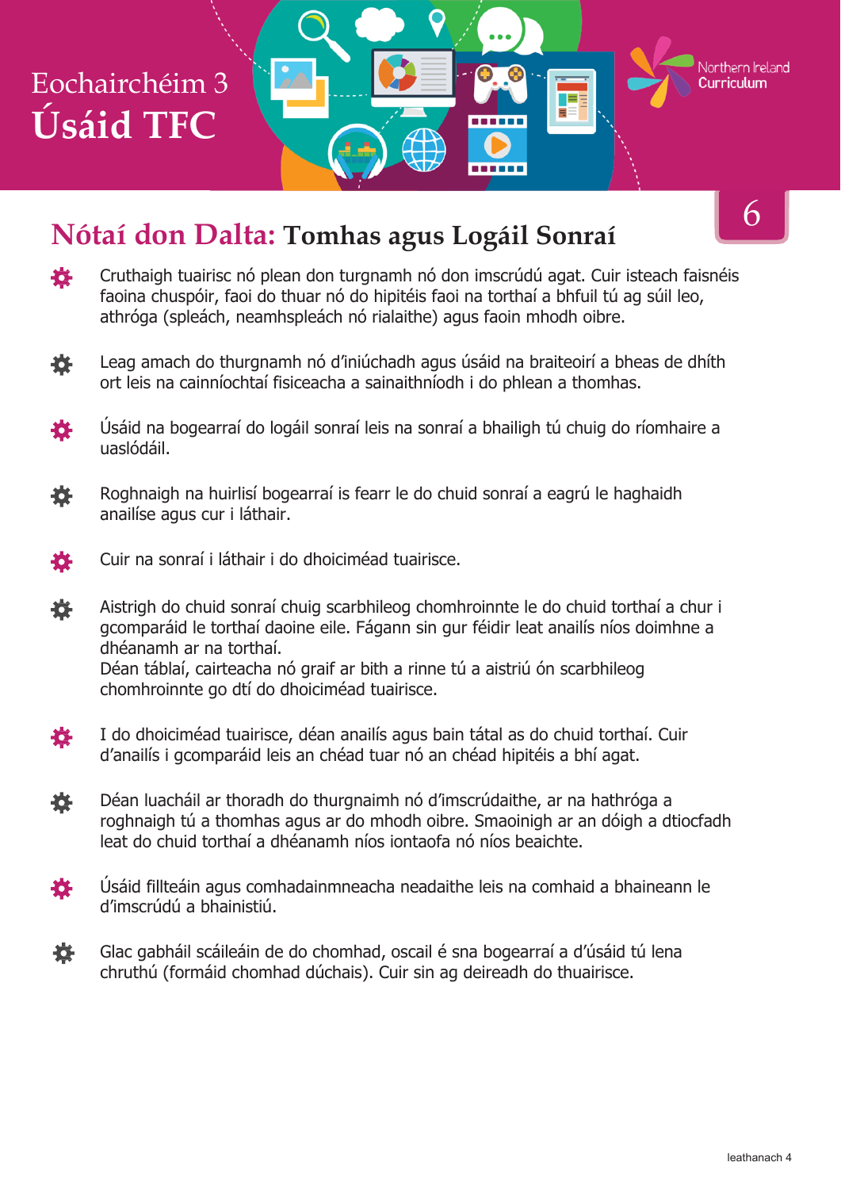Eochairchéim 3

# Úsáid TFC

Northern Ireland Curriculum

6

## Nótaí don Dalta: Tomhas agus Logáil Sonraí

- Cruthaigh tuairisc nó plean don turgnamh nó don imscrúdú agat. Cuir isteach faisnéis faoina chuspóir, faoi do thuar nó do hipitéis faoi na torthaí a bhfuil tú ag súil leo, athróga (spleách, neamhspleách nó rialaithe) agus faoin mhodh oibre.
- Leag amach do thurgnamh nó d'iniúchadh agus úsáid na braiteoirí a bheas de dhíth ort leis na cainníochtaí fisiceacha a sainaithníodh i do phlean a thomhas.
- Úsáid na bogearraí do logáil sonraí leis na sonraí a bhailigh tú chuig do ríomhaire a uaslódáil.
- Roghnaigh na huirlisí bogearraí is fearr le do chuid sonraí a eagrú le haghaidh anailíse agus cur i láthair.
- Cuir na sonraí i láthair i do dhoiciméad tuairisce.
- Aistrigh do chuid sonraí chuig scarbhileog chomhroinnte le do chuid torthaí a chur i gcomparáid le torthaí daoine eile. Fágann sin gur féidir leat anailís níos doimhne a dhéanamh ar na torthaí.
  Déan táblaí, cairteacha nó graif ar bith a rinne tú a aistriú ón scarbhileog chomhroinnte go dtí do dhoiciméad tuairisce.
- I do dhoiciméad tuairisce, déan anailís agus bain tátal as do chuid torthaí. Cuir d'anailís i gcomparáid leis an chéad tuar nó an chéad hipitéis a bhí agat.
- Déan luacháil ar thoradh do thurgnaimh nó d'imscrúdaithe, ar na hathróga a roghnaigh tú a thomhas agus ar do mhodh oibre. Smaoinigh ar an dóigh a dtiocfadh leat do chuid torthaí a dhéanamh níos iontaofa nó níos beaichte.
- Úsáid fillteáin agus comhadainmneacha neadaithe leis na comhaid a bhaineann le d'imscrúdú a bhainistiú.
- Glac gabháil scáileáin de do chomhad, oscail é sna bogearraí a d'úsáid tú lena chruthú (formáid chomhad dúchais). Cuir sin ag deireadh do thuairisce.